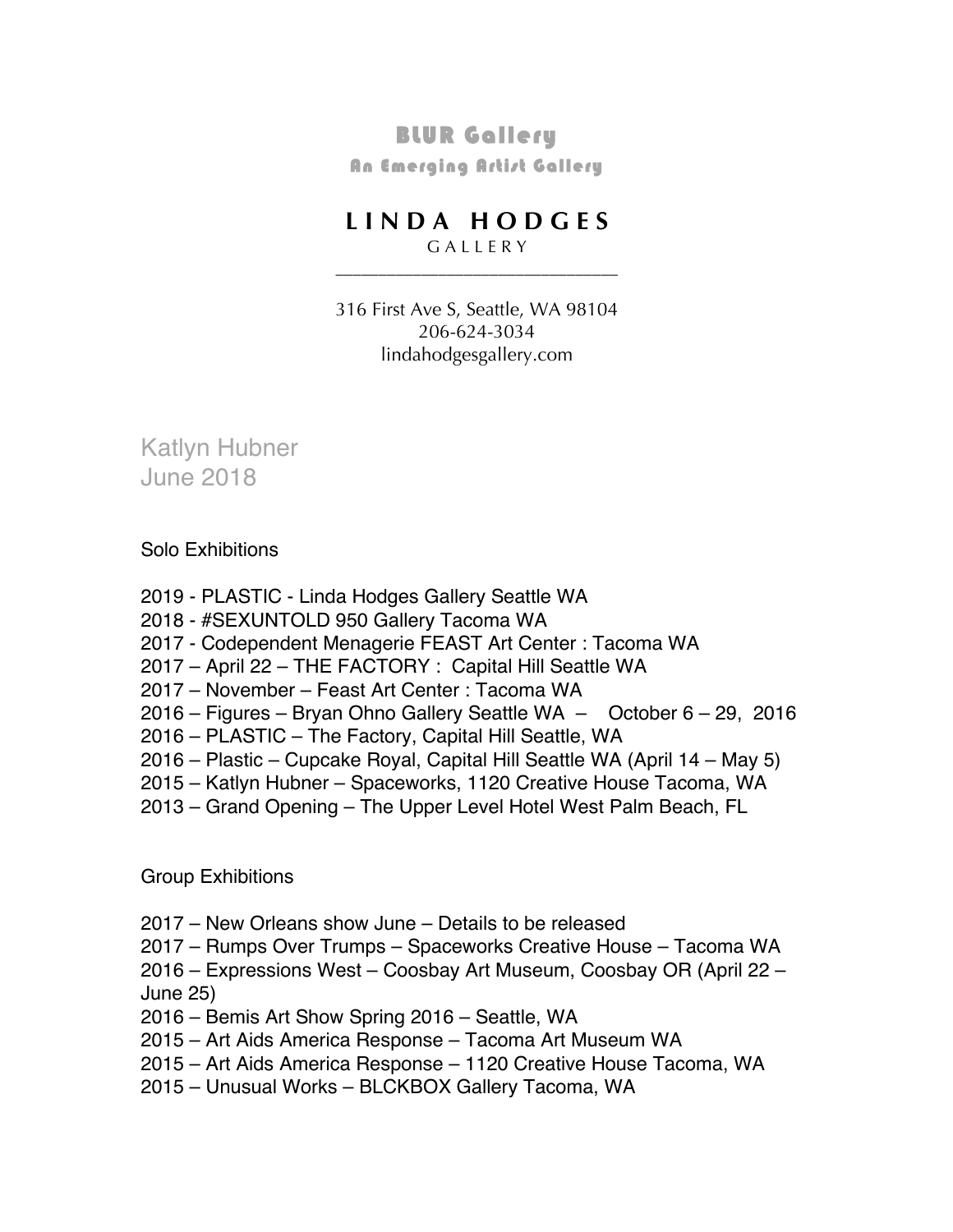# BLUR Gallery

An Emerging Artist Gallery

# LINDA HODGES

GALLERY

316 First Ave S, Seattle, WA 98104
206-624-3034
lindahodgesgallery.com

## Katlyn Hubner
June 2018

### Solo Exhibitions

2019 - PLASTIC - Linda Hodges Gallery Seattle WA
2018 - #SEXUNTOLD 950 Gallery Tacoma WA
2017 - Codependent Menagerie FEAST Art Center : Tacoma WA
2017 – April 22 – THE FACTORY : Capital Hill Seattle WA
2017 – November – Feast Art Center : Tacoma WA
2016 – Figures – Bryan Ohno Gallery Seattle WA – October 6 – 29, 2016
2016 – PLASTIC – The Factory, Capital Hill Seattle, WA
2016 – Plastic – Cupcake Royal, Capital Hill Seattle WA (April 14 – May 5)
2015 – Katlyn Hubner – Spaceworks, 1120 Creative House Tacoma, WA
2013 – Grand Opening – The Upper Level Hotel West Palm Beach, FL

### Group Exhibitions

2017 – New Orleans show June – Details to be released
2017 – Rumps Over Trumps – Spaceworks Creative House – Tacoma WA
2016 – Expressions West – Coosbay Art Museum, Coosbay OR (April 22 – June 25)
2016 – Bemis Art Show Spring 2016 – Seattle, WA
2015 – Art Aids America Response – Tacoma Art Museum WA
2015 – Art Aids America Response – 1120 Creative House Tacoma, WA
2015 – Unusual Works – BLCKBOX Gallery Tacoma, WA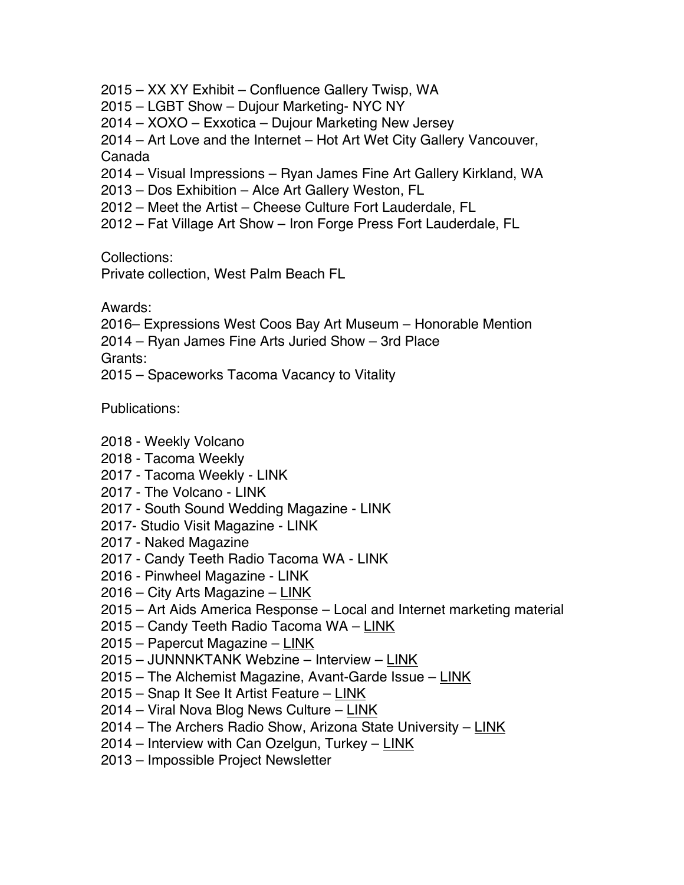2015 – XX XY Exhibit – Confluence Gallery Twisp, WA
2015 – LGBT Show – Dujour Marketing- NYC NY
2014 – XOXO – Exxotica – Dujour Marketing New Jersey
2014 – Art Love and the Internet – Hot Art Wet City Gallery Vancouver, Canada
2014 – Visual Impressions – Ryan James Fine Art Gallery Kirkland, WA
2013 – Dos Exhibition – Alce Art Gallery Weston, FL
2012 – Meet the Artist – Cheese Culture Fort Lauderdale, FL
2012 – Fat Village Art Show – Iron Forge Press Fort Lauderdale, FL

Collections:
Private collection, West Palm Beach FL

Awards:
2016– Expressions West Coos Bay Art Museum – Honorable Mention
2014 – Ryan James Fine Arts Juried Show – 3rd Place
Grants:
2015 – Spaceworks Tacoma Vacancy to Vitality

Publications:

2018 - Weekly Volcano
2018 - Tacoma Weekly
2017 - Tacoma Weekly - LINK
2017 - The Volcano - LINK
2017 - South Sound Wedding Magazine - LINK
2017- Studio Visit Magazine - LINK
2017 - Naked Magazine
2017 - Candy Teeth Radio Tacoma WA - LINK
2016 - Pinwheel Magazine - LINK
2016 – City Arts Magazine – LINK
2015 – Art Aids America Response – Local and Internet marketing material
2015 – Candy Teeth Radio Tacoma WA – LINK
2015 – Papercut Magazine – LINK
2015 – JUNNNKTANK Webzine – Interview – LINK
2015 – The Alchemist Magazine, Avant-Garde Issue – LINK
2015 – Snap It See It Artist Feature – LINK
2014 – Viral Nova Blog News Culture – LINK
2014 – The Archers Radio Show, Arizona State University – LINK
2014 – Interview with Can Ozelgun, Turkey – LINK
2013 – Impossible Project Newsletter